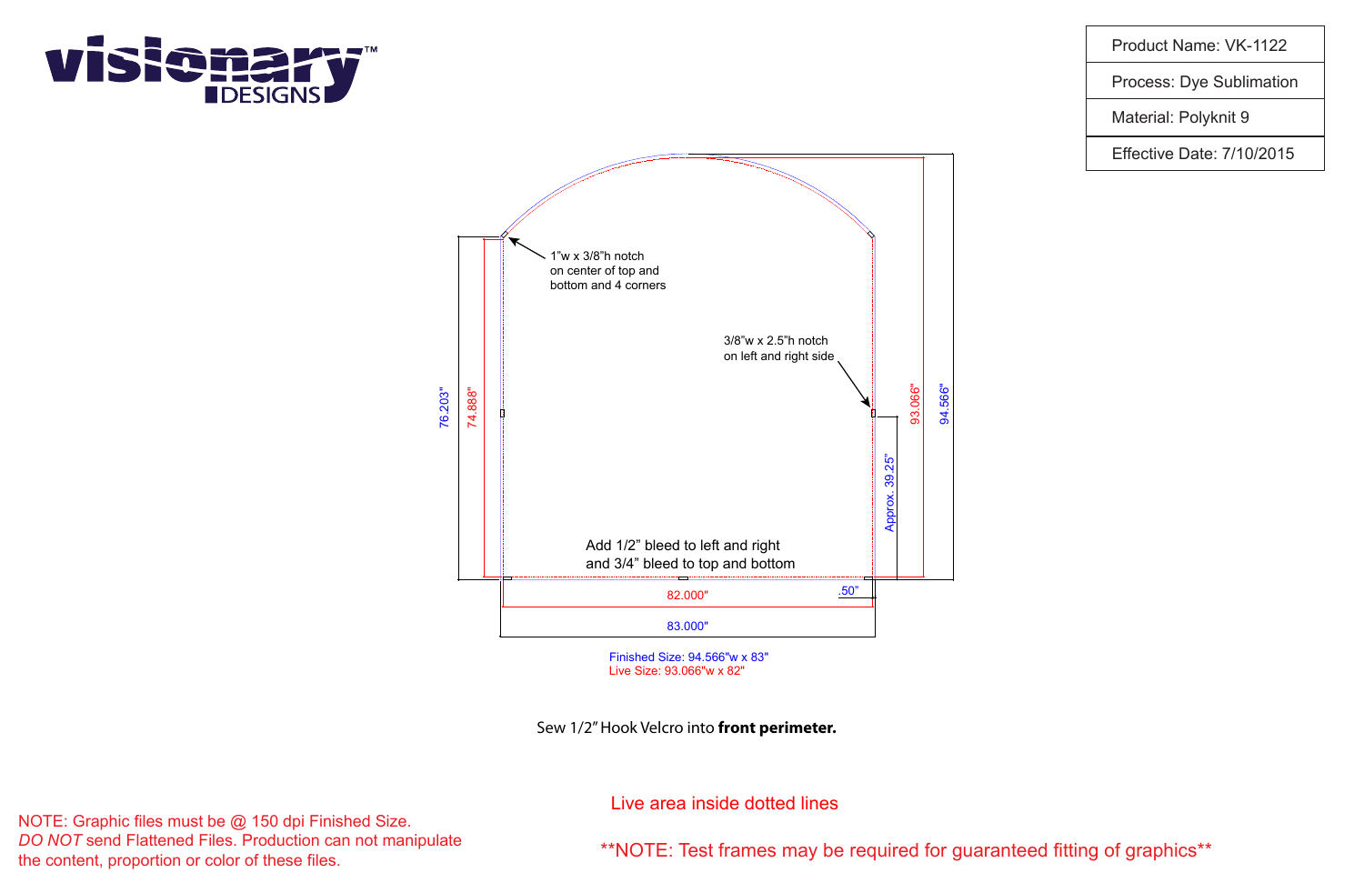**visionary DESIGNS™**

| Product Name: VK-1122 |
|---|
| Process: Dye Sublimation |
| Material: Polyknit 9 |
| Effective Date: 7/10/2015 |

1"w x 3/8"h notch on center of top and bottom and 4 corners

3/8"w x 2.5"h notch on left and right side

76.203"

74.888"

93.066"

94.566"

Approx. 39.25"

Add 1/2" bleed to left and right and 3/4" bleed to top and bottom

82.000"

.50"

83.000"

Finished Size: 94.566"w x 83"

Live Size: 93.066"w x 82"

Sew 1/2" Hook Velcro into **front perimeter.**

Live area inside dotted lines

NOTE: Graphic files must be @ 150 dpi Finished Size. *DO NOT* send Flattened Files. Production can not manipulate the content, proportion or color of these files.

**NOTE: Test frames may be required for guaranteed fitting of graphics**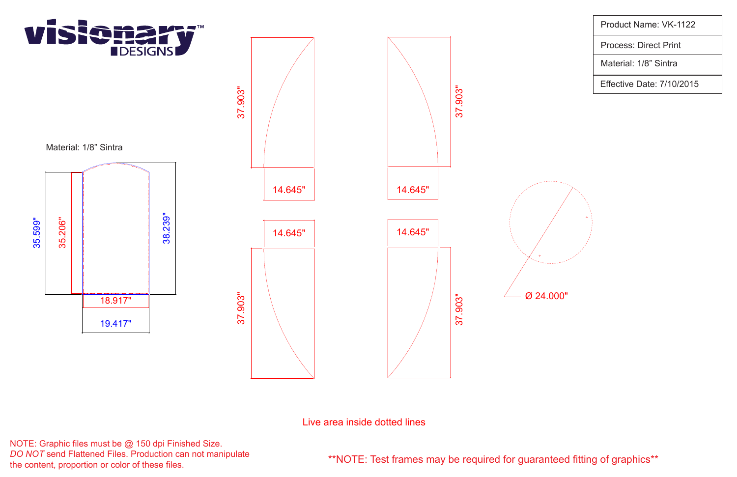visionary DESIGNS™

| Product Name: VK-1122 |
| --- |
| Process: Direct Print |
| Material: 1/8" Sintra |
| Effective Date: 7/10/2015 |

Material: 1/8" Sintra

35.599"

35.206"

38.239"

18.917"

19.417"

37.903"

14.645"

37.903"

14.645"

14.645"

37.903"

14.645"

37.903"

Ø 24.000"

Live area inside dotted lines

NOTE: Graphic files must be @ 150 dpi Finished Size.
*DO NOT* send Flattened Files. Production can not manipulate the content, proportion or color of these files.

**NOTE: Test frames may be required for guaranteed fitting of graphics**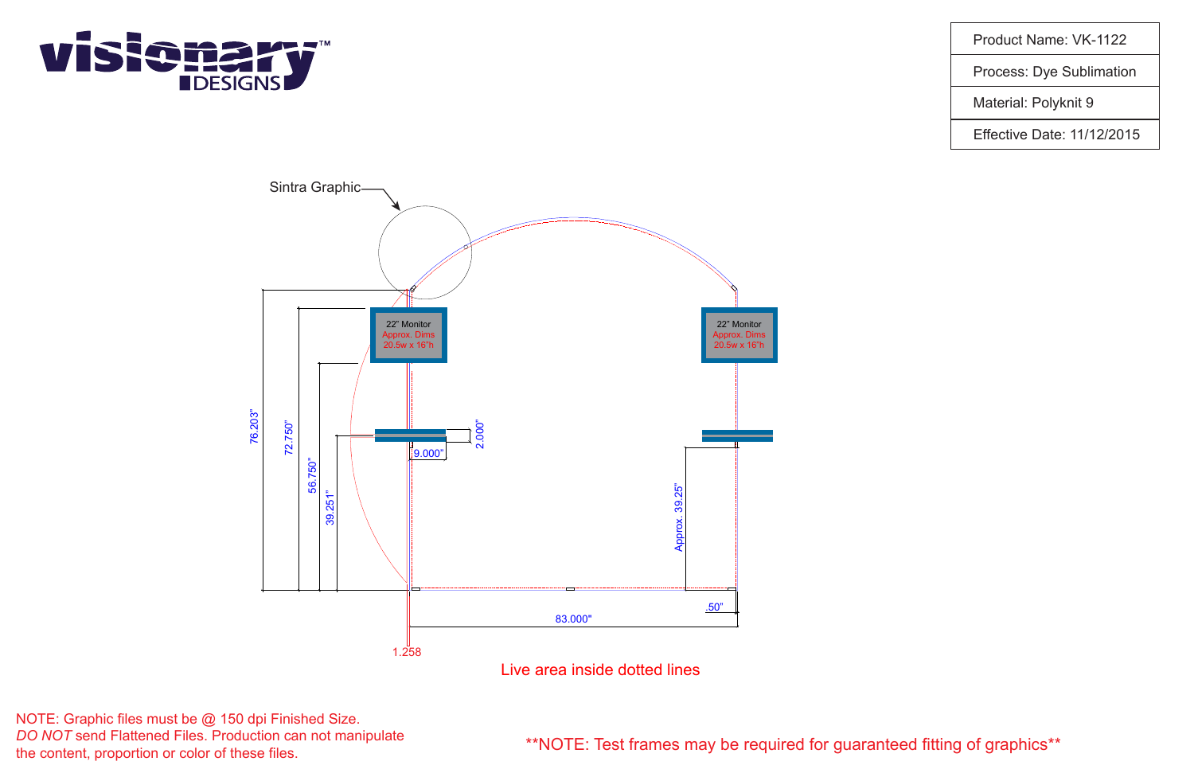Product Name: VK-1122

Process: Dye Sublimation

Material: Polyknit 9

Effective Date: 11/12/2015

Sintra Graphic

22" Monitor
Approx. Dims
20.5w x 16"h

22" Monitor
Approx. Dims
20.5w x 16"h

76.203"

72.750"

56.750"

39.251"

2.000"

9.000"

Approx. 39.25"

.50"

83.000"

1.258

Live area inside dotted lines

NOTE: Graphic files must be @ 150 dpi Finished Size.
*DO NOT* send Flattened Files. Production can not manipulate the content, proportion or color of these files.

**NOTE: Test frames may be required for guaranteed fitting of graphics**